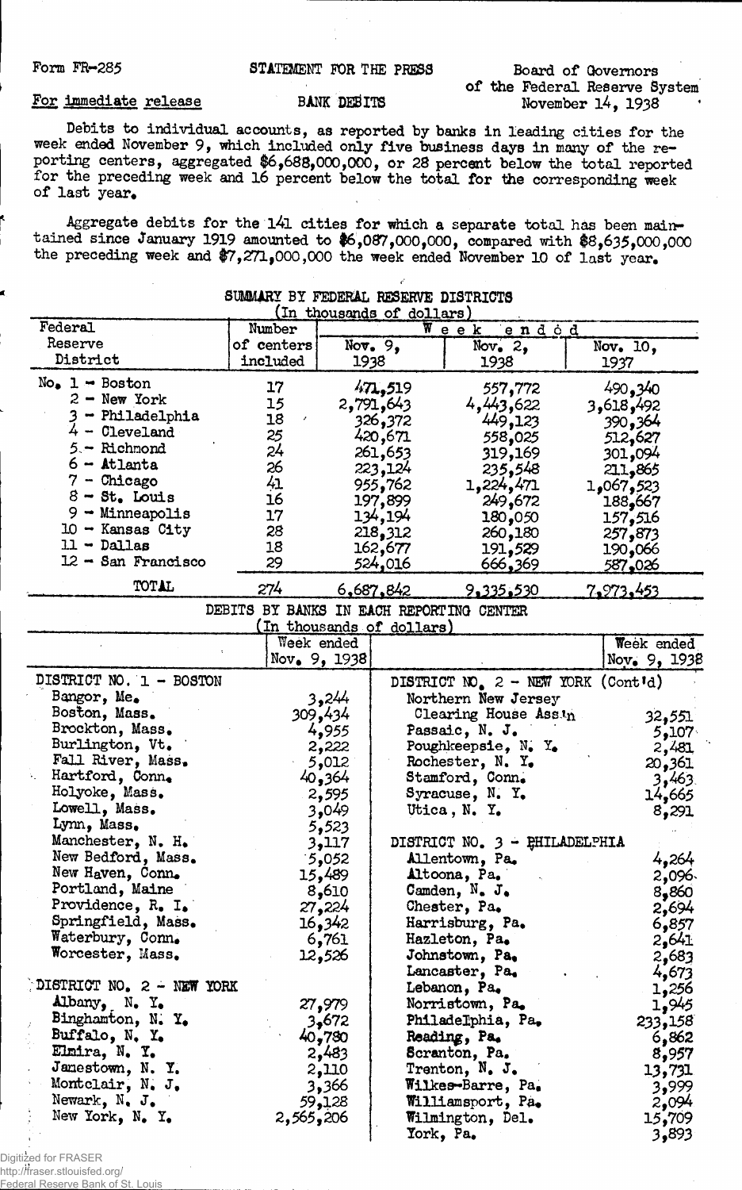Form FR-285

STATEMENT FOR THE PRESS

Board of Governors of the Federal Reserve System

For immediate release

BANK DEBITS

November 14, 1938

Debits to individual accounts, as reported by banks in leading cities for the week ended November 9, which included only five business days in many of the reporting centers, aggregated $6,688,000,000, or 28 percent below the total reported for the preceding week and 16 percent below the total for the corresponding week of last year.

Aggregate debits for the 141 cities for which a separate total has been maintained since January 1919 amounted to $6,087,000,000, compared with $8,635,000,000 the preceding week and $7,271,000,000 the week ended November 10 of last year.

## SUMMARY BY FEDERAL RESERVE DISTRICTS

(In thousands of dollars)

| Federal Reserve District | Number of centers included | Week ended Nov. 9, 1938 | Week ended Nov. 2, 1938 | Week ended Nov. 10, 1937 |
|---|---|---|---|---|
| No. 1 - Boston | 17 | 471,519 | 557,772 | 490,340 |
| 2 - New York | 15 | 2,791,643 | 4,443,622 | 3,618,492 |
| 3 - Philadelphia | 18 | 326,372 | 449,123 | 390,364 |
| 4 - Cleveland | 25 | 420,671 | 558,025 | 512,627 |
| 5 - Richmond | 24 | 261,653 | 319,169 | 301,094 |
| 6 - Atlanta | 26 | 223,124 | 235,548 | 211,865 |
| 7 - Chicago | 41 | 955,762 | 1,224,471 | 1,067,523 |
| 8 - St. Louis | 16 | 197,899 | 249,672 | 188,667 |
| 9 - Minneapolis | 17 | 134,194 | 180,050 | 157,516 |
| 10 - Kansas City | 28 | 218,312 | 260,180 | 257,873 |
| 11 - Dallas | 18 | 162,677 | 191,529 | 190,066 |
| 12 - San Francisco | 29 | 524,016 | 666,369 | 587,026 |
| TOTAL | 274 | 6,687,842 | 9,335,530 | 7,973,453 |

## DEBITS BY BANKS IN EACH REPORTING CENTER

(In thousands of dollars)

| | Week ended Nov. 9, 1938 |
|---|---|
| **DISTRICT NO. 1 - BOSTON** | |
| Bangor, Me. | 3,244 |
| Boston, Mass. | 309,434 |
| Brockton, Mass. | 4,955 |
| Burlington, Vt. | 2,222 |
| Fall River, Mass. | 5,012 |
| Hartford, Conn. | 40,364 |
| Holyoke, Mass. | 2,595 |
| Lowell, Mass. | 3,049 |
| Lynn, Mass. | 5,523 |
| Manchester, N. H. | 3,117 |
| New Bedford, Mass. | 5,052 |
| New Haven, Conn. | 15,489 |
| Portland, Maine | 8,610 |
| Providence, R. I. | 27,224 |
| Springfield, Mass. | 16,342 |
| Waterbury, Conn. | 6,761 |
| Worcester, Mass. | 12,526 |
| **DISTRICT NO. 2 - NEW YORK** | |
| Albany, N. Y. | 27,979 |
| Binghamton, N. Y. | 3,672 |
| Buffalo, N. Y. | 40,780 |
| Elmira, N. Y. | 2,483 |
| Jamestown, N. Y. | 2,110 |
| Montclair, N. J. | 3,366 |
| Newark, N. J. | 59,128 |
| New York, N. Y. | 2,565,206 |
| **DISTRICT NO. 2 - NEW YORK (Cont'd)** | |
| Northern New Jersey Clearing House Ass'n | 32,551 |
| Passaic, N. J. | 5,107 |
| Poughkeepsie, N. Y. | 2,481 |
| Rochester, N. Y. | 20,361 |
| Stamford, Conn. | 3,463 |
| Syracuse, N. Y. | 14,665 |
| Utica, N. Y. | 8,291 |
| **DISTRICT NO. 3 - PHILADELPHIA** | |
| Allentown, Pa. | 4,264 |
| Altoona, Pa. | 2,096 |
| Camden, N. J. | 8,860 |
| Chester, Pa. | 2,694 |
| Harrisburg, Pa. | 6,857 |
| Hazleton, Pa. | 2,641 |
| Johnstown, Pa. | 2,683 |
| Lancaster, Pa. | 4,673 |
| Lebanon, Pa. | 1,256 |
| Norristown, Pa. | 1,945 |
| Philadelphia, Pa. | 233,158 |
| Reading, Pa. | 6,862 |
| Scranton, Pa. | 8,957 |
| Trenton, N. J. | 13,731 |
| Wilkes-Barre, Pa. | 3,999 |
| Williamsport, Pa. | 2,094 |
| Wilmington, Del. | 15,709 |
| York, Pa. | 3,893 |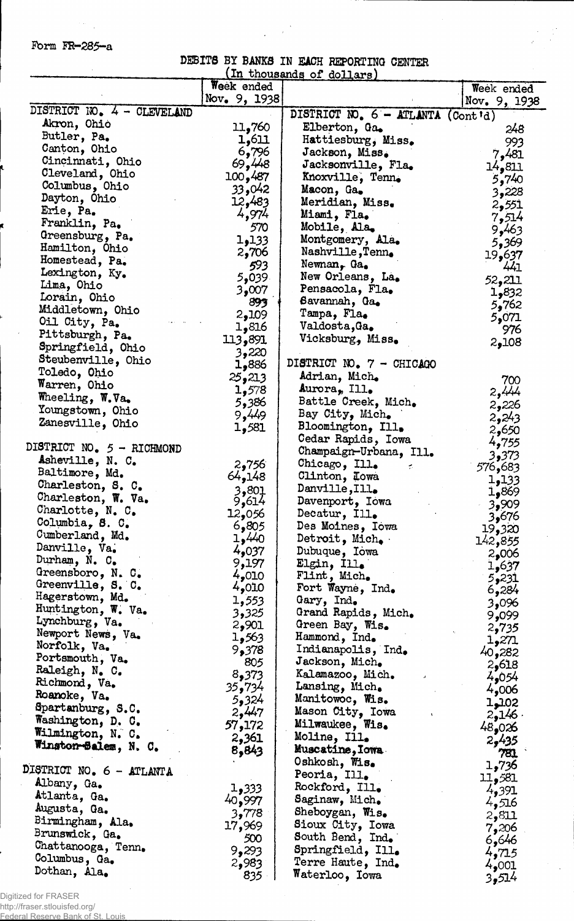Form FR-285-a

DEBITS BY BANKS IN EACH REPORTING CENTER
(In thousands of dollars)

| | Week ended Nov. 9, 1938 | | Week ended Nov. 9, 1938 |
|---|---|---|---|
| DISTRICT NO. 4 - CLEVELAND | | DISTRICT NO. 6 - ATLANTA (Cont'd) | |
| Akron, Ohio | 11,760 | Elberton, Ga. | 248 |
| Butler, Pa. | 1,611 | Hattiesburg, Miss. | 993 |
| Canton, Ohio | 6,796 | Jackson, Miss. | 7,481 |
| Cincinnati, Ohio | 69,448 | Jacksonville, Fla. | 14,811 |
| Cleveland, Ohio | 100,487 | Knoxville, Tenn. | 5,740 |
| Columbus, Ohio | 33,042 | Macon, Ga. | 3,228 |
| Dayton, Ohio | 12,483 | Meridian, Miss. | 2,551 |
| Erie, Pa. | 4,974 | Miami, Fla. | 7,514 |
| Franklin, Pa. | 570 | Mobile, Ala. | 9,463 |
| Greensburg, Pa. | 1,133 | Montgomery, Ala. | 5,369 |
| Hamilton, Ohio | 2,706 | Nashville, Tenn. | 19,637 |
| Homestead, Pa. | 593 | Newnan, Ga. | 441 |
| Lexington, Ky. | 5,039 | New Orleans, La. | 52,211 |
| Lima, Ohio | 3,007 | Pensacola, Fla. | 1,832 |
| Lorain, Ohio | 893 | Savannah, Ga. | 5,762 |
| Middletown, Ohio | 2,109 | Tampa, Fla. | 5,071 |
| Oil City, Pa. | 1,816 | Valdosta, Ga. | 976 |
| Pittsburgh, Pa. | 113,891 | Vicksburg, Miss. | 2,108 |
| Springfield, Ohio | 3,220 | | |
| Steubenville, Ohio | 1,886 | DISTRICT NO. 7 - CHICAGO | |
| Toledo, Ohio | 25,213 | Adrian, Mich. | 700 |
| Warren, Ohio | 1,578 | Aurora, Ill. | 2,444 |
| Wheeling, W.Va. | 5,386 | Battle Creek, Mich. | 2,226 |
| Youngstown, Ohio | 9,449 | Bay City, Mich. | 2,243 |
| Zanesville, Ohio | 1,581 | Bloomington, Ill. | 2,650 |
| | | Cedar Rapids, Iowa | 4,755 |
| DISTRICT NO. 5 - RICHMOND | | Champaign-Urbana, Ill. | 3,373 |
| Asheville, N. C. | 2,756 | Chicago, Ill. | 576,683 |
| Baltimore, Md. | 64,148 | Clinton, Iowa | 1,133 |
| Charleston, S. C. | 3,801 | Danville, Ill. | 1,869 |
| Charleston, W. Va. | 9,614 | Davenport, Iowa | 3,909 |
| Charlotte, N. C. | 12,056 | Decatur, Ill. | 3,676 |
| Columbia, S. C. | 6,805 | Des Moines, Iowa | 19,320 |
| Cumberland, Md. | 1,440 | Detroit, Mich. | 142,855 |
| Danville, Va. | 4,037 | Dubuque, Iowa | 2,006 |
| Durham, N. C. | 9,197 | Elgin, Ill. | 1,637 |
| Greensboro, N. C. | 4,010 | Flint, Mich. | 5,231 |
| Greenville, S. C. | 4,010 | Fort Wayne, Ind. | 6,284 |
| Hagerstown, Md. | 1,553 | Gary, Ind. | 3,096 |
| Huntington, W. Va. | 3,325 | Grand Rapids, Mich. | 9,099 |
| Lynchburg, Va. | 2,901 | Green Bay, Wis. | 2,735 |
| Newport News, Va. | 1,563 | Hammond, Ind. | 1,271 |
| Norfolk, Va. | 9,378 | Indianapolis, Ind. | 40,282 |
| Portsmouth, Va. | 805 | Jackson, Mich. | 2,618 |
| Raleigh, N. C. | 8,373 | Kalamazoo, Mich. | 4,054 |
| Richmond, Va. | 35,734 | Lansing, Mich. | 4,006 |
| Roanoke, Va. | 5,324 | Manitowoc, Wis. | 1,102 |
| Spartanburg, S.C. | 2,447 | Mason City, Iowa | 2,146 |
| Washington, D. C. | 57,172 | Milwaukee, Wis. | 48,026 |
| Wilmington, N. C. | 2,361 | Moline, Ill. | 2,435 |
| Winston-Salem, N. C. | 8,843 | Muscatine, Iowa | 781 |
| | | Oshkosh, Wis. | 1,736 |
| DISTRICT NO. 6 - ATLANTA | | Peoria, Ill. | 11,581 |
| Albany, Ga. | 1,333 | Rockford, Ill. | 4,391 |
| Atlanta, Ga. | 40,997 | Saginaw, Mich. | 4,516 |
| Augusta, Ga. | 3,778 | Sheboygan, Wis. | 2,811 |
| Birmingham, Ala. | 17,969 | Sioux City, Iowa | 7,206 |
| Brunswick, Ga. | 500 | South Bend, Ind. | 6,646 |
| Chattanooga, Tenn. | 9,293 | Springfield, Ill. | 4,715 |
| Columbus, Ga. | 2,983 | Terre Haute, Ind. | 4,001 |
| Dothan, Ala. | 835 | Waterloo, Iowa | 3,514 |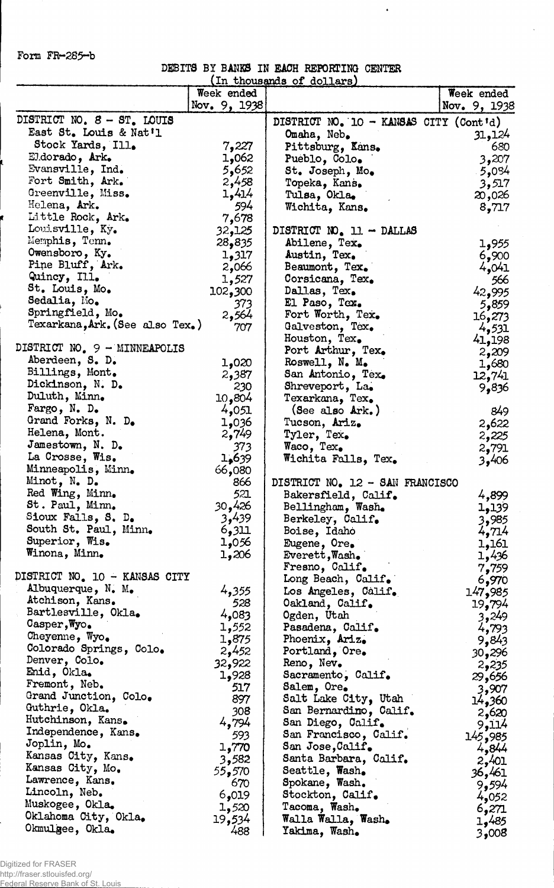Form FR-285-b

DEBITS BY BANKS IN EACH REPORTING CENTER

(In thousands of dollars)

| | Week ended Nov. 9, 1938 | | Week ended Nov. 9, 1938 |
|---|---|---|---|
| DISTRICT NO. 8 - ST. LOUIS | | DISTRICT NO. 10 - KANSAS CITY (Cont'd) | |
| East St. Louis & Nat'l Stock Yards, Ill. | 7,227 | Omaha, Neb. | 31,124 |
| Eldorado, Ark. | 1,062 | Pittsburg, Kans. | 680 |
| Evansville, Ind. | 5,652 | Pueblo, Colo. | 3,207 |
| Fort Smith, Ark. | 2,458 | St. Joseph, Mo. | 5,084 |
| Greenville, Miss. | 1,414 | Topeka, Kans. | 3,517 |
| Helena, Ark. | 594 | Tulsa, Okla. | 20,026 |
| Little Rock, Ark. | 7,678 | Wichita, Kans. | 8,717 |
| Louisville, Ky. | 32,125 | | |
| Memphis, Tenn. | 28,835 | DISTRICT NO. 11 - DALLAS | |
| Owensboro, Ky. | 1,317 | Abilene, Tex. | 1,955 |
| Pine Bluff, Ark. | 2,066 | Austin, Tex. | 6,900 |
| Quincy, Ill. | 1,527 | Beaumont, Tex. | 4,041 |
| St. Louis, Mo. | 102,300 | Corsicana, Tex. | 566 |
| Sedalia, Mo. | 373 | Dallas, Tex. | 42,995 |
| Springfield, Mo. | 2,564 | El Paso, Tex. | 5,859 |
| Texarkana, Ark. (See also Tex.) | 707 | Fort Worth, Tex. | 16,273 |
| | | Galveston, Tex. | 4,531 |
| DISTRICT NO. 9 - MINNEAPOLIS | | Houston, Tex. | 41,198 |
| Aberdeen, S. D. | 1,020 | Port Arthur, Tex. | 2,209 |
| Billings, Mont. | 2,387 | Roswell, N. M. | 1,680 |
| Dickinson, N. D. | 230 | San Antonio, Tex. | 12,741 |
| Duluth, Minn. | 10,804 | Shreveport, La. | 9,836 |
| Fargo, N. D. | 4,051 | Texarkana, Tex. (See also Ark.) | 849 |
| Grand Forks, N. D. | 1,036 | Tucson, Ariz. | 2,622 |
| Helena, Mont. | 2,749 | Tyler, Tex. | 2,225 |
| Jamestown, N. D. | 373 | Waco, Tex. | 2,791 |
| La Crosse, Wis. | 1,639 | Wichita Falls, Tex. | 3,406 |
| Minneapolis, Minn. | 66,080 | | |
| Minot, N. D. | 866 | DISTRICT NO. 12 - SAN FRANCISCO | |
| Red Wing, Minn. | 521 | Bakersfield, Calif. | 4,899 |
| St. Paul, Minn. | 30,426 | Bellingham, Wash. | 1,139 |
| Sioux Falls, S. D. | 3,439 | Berkeley, Calif. | 3,985 |
| South St. Paul, Minn. | 6,311 | Boise, Idaho | 4,714 |
| Superior, Wis. | 1,056 | Eugene, Ore. | 1,161 |
| Winona, Minn. | 1,206 | Everett, Wash. | 1,436 |
| | | Fresno, Calif. | 7,759 |
| DISTRICT NO. 10 - KANSAS CITY | | Long Beach, Calif. | 6,970 |
| Albuquerque, N. M. | 4,355 | Los Angeles, Calif. | 147,985 |
| Atchison, Kans. | 528 | Oakland, Calif. | 19,794 |
| Bartlesville, Okla. | 4,083 | Ogden, Utah | 3,249 |
| Casper, Wyo. | 1,552 | Pasadena, Calif. | 4,793 |
| Cheyenne, Wyo. | 1,875 | Phoenix, Ariz. | 9,843 |
| Colorado Springs, Colo. | 2,452 | Portland, Ore. | 30,296 |
| Denver, Colo. | 32,922 | Reno, Nev. | 2,235 |
| Enid, Okla. | 1,928 | Sacramento, Calif. | 29,656 |
| Fremont, Neb. | 517 | Salem, Ore. | 3,907 |
| Grand Junction, Colo. | 897 | Salt Lake City, Utah | 14,360 |
| Guthrie, Okla. | 308 | San Bernardino, Calif. | 2,620 |
| Hutchinson, Kans. | 4,794 | San Diego, Calif. | 9,114 |
| Independence, Kans. | 593 | San Francisco, Calif. | 145,985 |
| Joplin, Mo. | 1,770 | San Jose, Calif. | 4,844 |
| Kansas City, Kans. | 3,582 | Santa Barbara, Calif. | 2,401 |
| Kansas City, Mo. | 55,570 | Seattle, Wash. | 36,461 |
| Lawrence, Kans. | 670 | Spokane, Wash. | 9,594 |
| Lincoln, Neb. | 6,019 | Stockton, Calif. | 4,052 |
| Muskogee, Okla. | 1,520 | Tacoma, Wash. | 6,271 |
| Oklahoma City, Okla. | 19,534 | Walla Walla, Wash. | 1,485 |
| Okmulgee, Okla. | 488 | Yakima, Wash. | 3,008 |